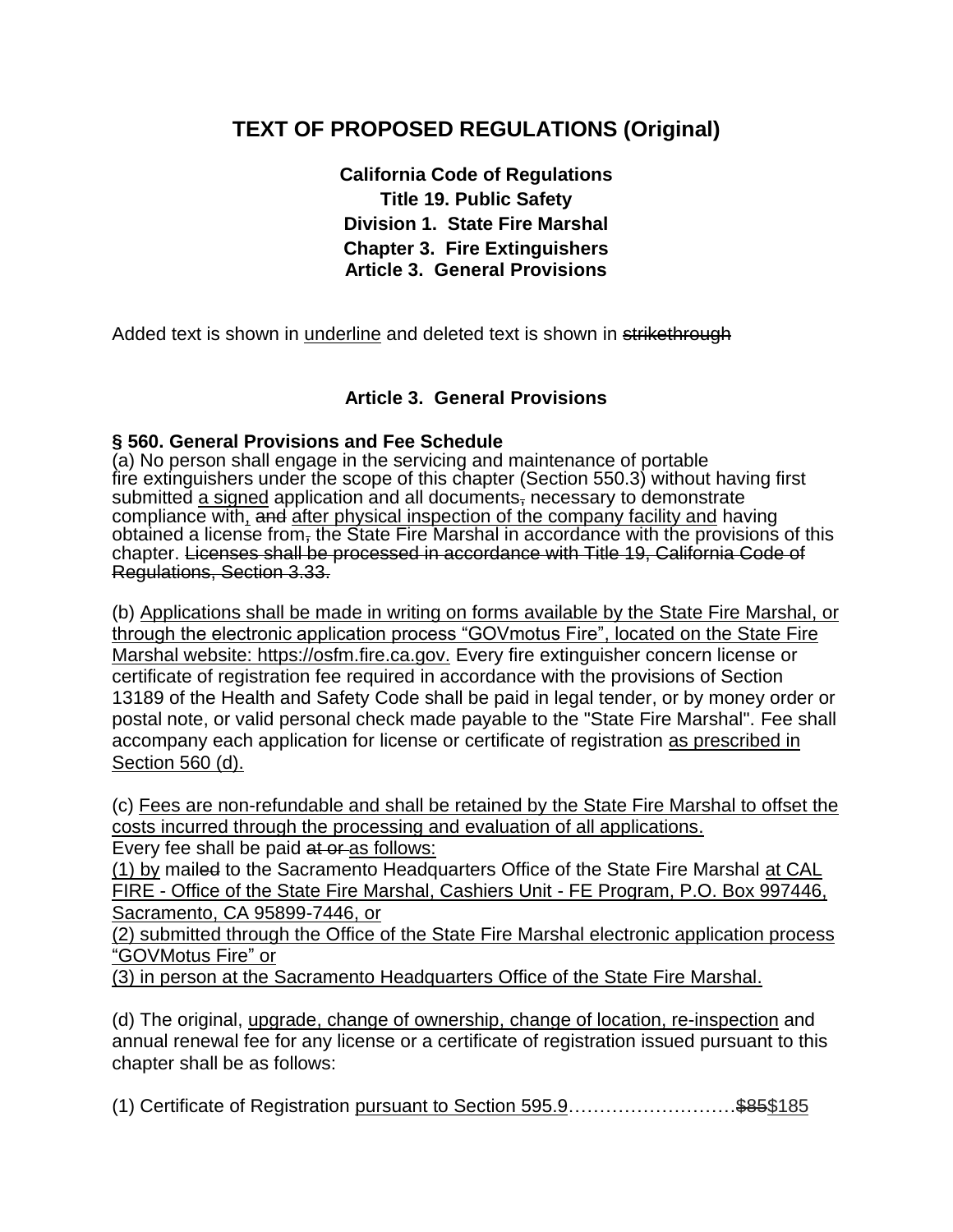# TEXT OF PROPOSED REGULATIONS (Original)

**California Code of Regulations**
**Title 19. Public Safety**
**Division 1. State Fire Marshal**
**Chapter 3. Fire Extinguishers**
**Article 3. General Provisions**

Added text is shown in <u>underline</u> and deleted text is shown in ~~strikethrough~~

## Article 3. General Provisions

**§ 560. General Provisions and Fee Schedule**

(a) No person shall engage in the servicing and maintenance of portable fire extinguishers under the scope of this chapter (Section 550.3) without having first submitted <u>a signed</u> application and all documents~~,~~ necessary to demonstrate compliance with<u>,</u> ~~and~~ <u>after physical inspection of the company facility and</u> having obtained a license from~~,~~ the State Fire Marshal in accordance with the provisions of this chapter. ~~Licenses shall be processed in accordance with Title 19, California Code of Regulations, Section 3.33.~~

(b) <u>Applications shall be made in writing on forms available by the State Fire Marshal, or through the electronic application process "GOVmotus Fire", located on the State Fire Marshal website: https://osfm.fire.ca.gov.</u> Every fire extinguisher concern license or certificate of registration fee required in accordance with the provisions of Section 13189 of the Health and Safety Code shall be paid in legal tender, or by money order or postal note, or valid personal check made payable to the "State Fire Marshal". Fee shall accompany each application for license or certificate of registration <u>as prescribed in Section 560 (d).</u>

(c) <u>Fees are non-refundable and shall be retained by the State Fire Marshal to offset the costs incurred through the processing and evaluation of all applications.</u>
Every fee shall be paid ~~at or~~ <u>as follows:</u>
<u>(1) by</u> mail~~ed~~ to the Sacramento Headquarters Office of the State Fire Marshal <u>at CAL FIRE - Office of the State Fire Marshal, Cashiers Unit - FE Program, P.O. Box 997446, Sacramento, CA 95899-7446, or</u>
<u>(2) submitted through the Office of the State Fire Marshal electronic application process "GOVMotus Fire" or</u>
<u>(3) in person at the Sacramento Headquarters Office of the State Fire Marshal.</u>

(d) The original, <u>upgrade, change of ownership, change of location, re-inspection</u> and annual renewal fee for any license or a certificate of registration issued pursuant to this chapter shall be as follows:

(1) Certificate of Registration <u>pursuant to Section 595.9</u>………………………~~$85~~<u>$185</u>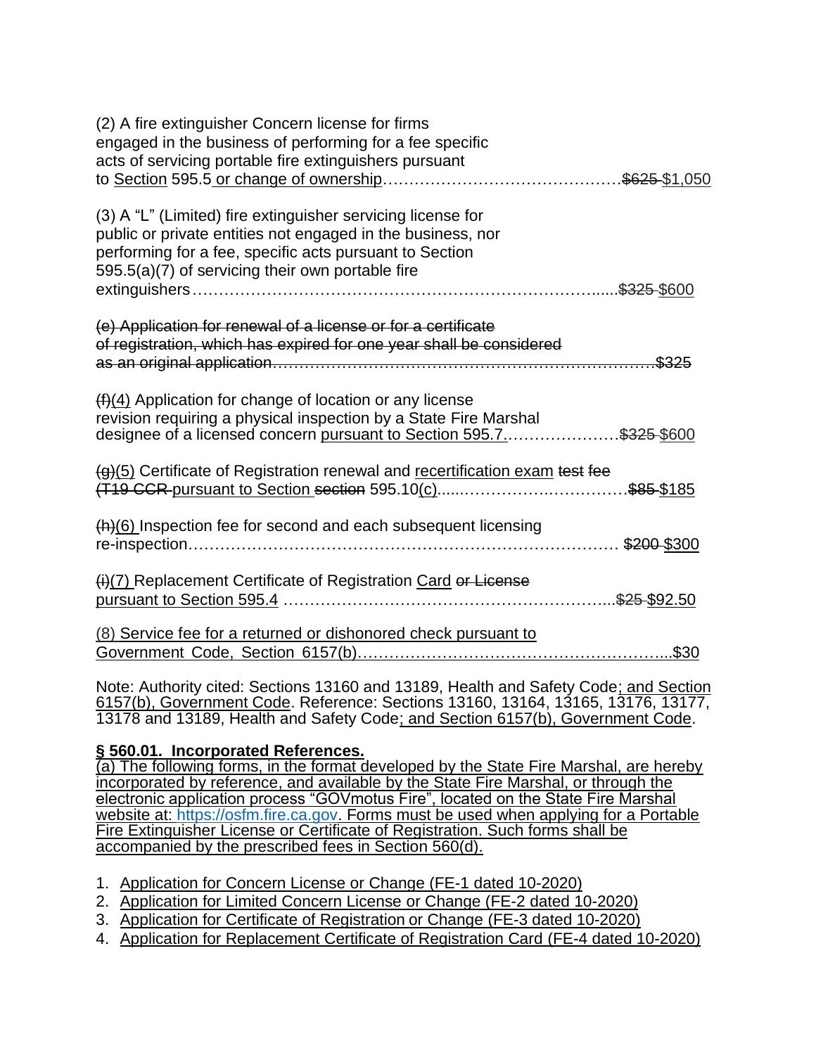(2) A fire extinguisher Concern license for firms engaged in the business of performing for a fee specific acts of servicing portable fire extinguishers pursuant to Section 595.5 or change of ownership……………………………………~~$625~~ $1,050

(3) A "L" (Limited) fire extinguisher servicing license for public or private entities not engaged in the business, nor performing for a fee, specific acts pursuant to Section 595.5(a)(7) of servicing their own portable fire extinguishers………………………………………………………………......~~$325~~ $600

~~(e) Application for renewal of a license or for a certificate of registration, which has expired for one year shall be considered as an original application…………………………………………………………………$325~~

~~(f)~~(4) Application for change of location or any license revision requiring a physical inspection by a State Fire Marshal designee of a licensed concern pursuant to Section 595.7.…………………~~$325~~ $600

~~(g)~~(5) Certificate of Registration renewal and recertification exam ~~test fee~~ ~~(T19 CCR~~ pursuant to Section ~~section~~ 595.10(c)......……………..……………~~$85~~ $185

~~(h)~~(6) Inspection fee for second and each subsequent licensing re-inspection………………………………………………………………………… ~~$200~~ $300

~~(i)~~(7) Replacement Certificate of Registration Card ~~or License~~ pursuant to Section 595.4 ……………………………………………………...~~$25~~ $92.50

(8) Service fee for a returned or dishonored check pursuant to Government Code, Section 6157(b)…………………………………………………...$30

Note: Authority cited: Sections 13160 and 13189, Health and Safety Code; and Section 6157(b), Government Code. Reference: Sections 13160, 13164, 13165, 13176, 13177, 13178 and 13189, Health and Safety Code; and Section 6157(b), Government Code.

**§ 560.01. Incorporated References.**

(a) The following forms, in the format developed by the State Fire Marshal, are hereby incorporated by reference, and available by the State Fire Marshal, or through the electronic application process "GOVmotus Fire", located on the State Fire Marshal website at: https://osfm.fire.ca.gov. Forms must be used when applying for a Portable Fire Extinguisher License or Certificate of Registration. Such forms shall be accompanied by the prescribed fees in Section 560(d).

1. Application for Concern License or Change (FE-1 dated 10-2020)
2. Application for Limited Concern License or Change (FE-2 dated 10-2020)
3. Application for Certificate of Registration or Change (FE-3 dated 10-2020)
4. Application for Replacement Certificate of Registration Card (FE-4 dated 10-2020)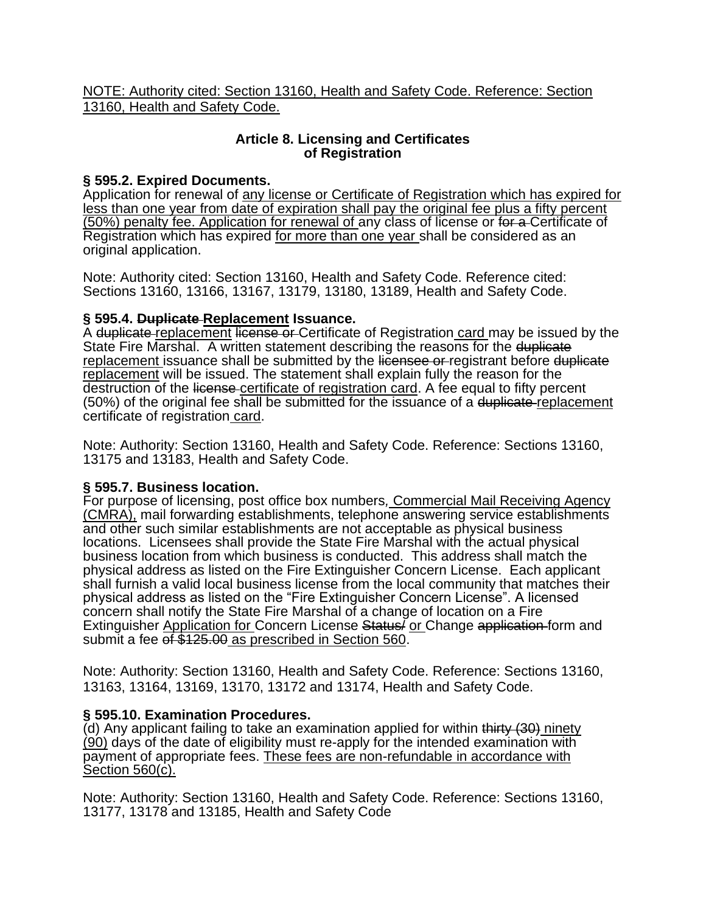NOTE: Authority cited: Section 13160, Health and Safety Code. Reference: Section 13160, Health and Safety Code.

**Article 8. Licensing and Certificates of Registration**

**§ 595.2. Expired Documents.**
Application for renewal of any license or Certificate of Registration which has expired for less than one year from date of expiration shall pay the original fee plus a fifty percent (50%) penalty fee. Application for renewal of any class of license or ~~for a~~ Certificate of Registration which has expired for more than one year shall be considered as an original application.

Note: Authority cited: Section 13160, Health and Safety Code. Reference cited: Sections 13160, 13166, 13167, 13179, 13180, 13189, Health and Safety Code.

**§ 595.4. ~~Duplicate~~ Replacement Issuance.**
A ~~duplicate~~ replacement ~~license or~~ Certificate of Registration card may be issued by the State Fire Marshal. A written statement describing the reasons for the ~~duplicate~~ replacement issuance shall be submitted by the ~~licensee or~~ registrant before ~~duplicate~~ replacement will be issued. The statement shall explain fully the reason for the destruction of the ~~license~~ certificate of registration card. A fee equal to fifty percent (50%) of the original fee shall be submitted for the issuance of a ~~duplicate~~ replacement certificate of registration card.

Note: Authority: Section 13160, Health and Safety Code. Reference: Sections 13160, 13175 and 13183, Health and Safety Code.

**§ 595.7. Business location.**
For purpose of licensing, post office box numbers, Commercial Mail Receiving Agency (CMRA), mail forwarding establishments, telephone answering service establishments and other such similar establishments are not acceptable as physical business locations. Licensees shall provide the State Fire Marshal with the actual physical business location from which business is conducted. This address shall match the physical address as listed on the Fire Extinguisher Concern License. Each applicant shall furnish a valid local business license from the local community that matches their physical address as listed on the "Fire Extinguisher Concern License". A licensed concern shall notify the State Fire Marshal of a change of location on a Fire Extinguisher Application for Concern License ~~Status/~~ or Change ~~application~~ form and submit a fee ~~of $125.00~~ as prescribed in Section 560.

Note: Authority: Section 13160, Health and Safety Code. Reference: Sections 13160, 13163, 13164, 13169, 13170, 13172 and 13174, Health and Safety Code.

**§ 595.10. Examination Procedures.**
(d) Any applicant failing to take an examination applied for within ~~thirty (30)~~ ninety (90) days of the date of eligibility must re-apply for the intended examination with payment of appropriate fees. These fees are non-refundable in accordance with Section 560(c).

Note: Authority: Section 13160, Health and Safety Code. Reference: Sections 13160, 13177, 13178 and 13185, Health and Safety Code